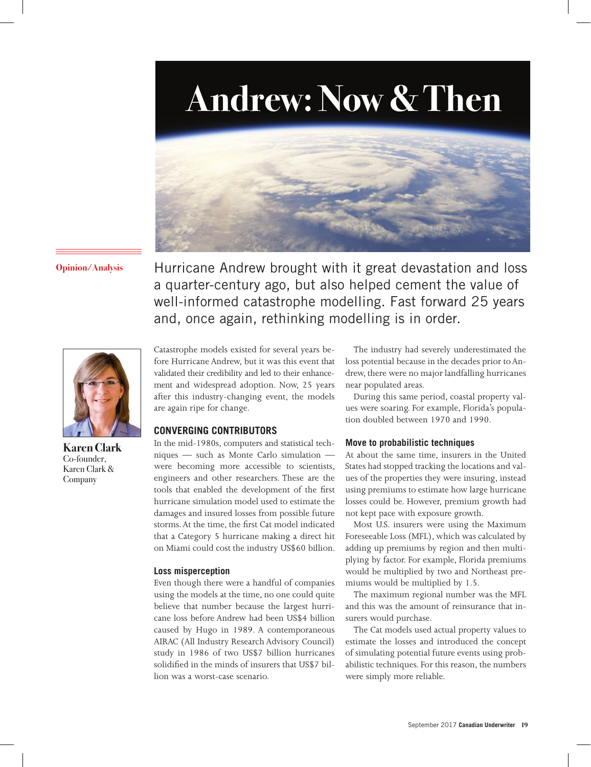# Andrew: Now & Then

Opinion/Analysis

Hurricane Andrew brought with it great devastation and loss a quarter-century ago, but also helped cement the value of well-informed catastrophe modelling. Fast forward 25 years and, once again, rethinking modelling is in order.

**Karen Clark**
Co-founder,
Karen Clark & Company

Catastrophe models existed for several years before Hurricane Andrew, but it was this event that validated their credibility and led to their enhancement and widespread adoption. Now, 25 years after this industry-changing event, the models are again ripe for change.

## CONVERGING CONTRIBUTORS

In the mid-1980s, computers and statistical techniques — such as Monte Carlo simulation — were becoming more accessible to scientists, engineers and other researchers. These are the tools that enabled the development of the first hurricane simulation model used to estimate the damages and insured losses from possible future storms. At the time, the first Cat model indicated that a Category 5 hurricane making a direct hit on Miami could cost the industry US$60 billion.

### Loss misperception

Even though there were a handful of companies using the models at the time, no one could quite believe that number because the largest hurricane loss before Andrew had been US$4 billion caused by Hugo in 1989. A contemporaneous AIRAC (All Industry Research Advisory Council) study in 1986 of two US$7 billion hurricanes solidified in the minds of insurers that US$7 billion was a worst-case scenario.

The industry had severely underestimated the loss potential because in the decades prior to Andrew, there were no major landfalling hurricanes near populated areas.

During this same period, coastal property values were soaring. For example, Florida's population doubled between 1970 and 1990.

### Move to probabilistic techniques

At about the same time, insurers in the United States had stopped tracking the locations and values of the properties they were insuring, instead using premiums to estimate how large hurricane losses could be. However, premium growth had not kept pace with exposure growth.

Most U.S. insurers were using the Maximum Foreseeable Loss (MFL), which was calculated by adding up premiums by region and then multiplying by factor. For example, Florida premiums would be multiplied by two and Northeast premiums would be multiplied by 1.5.

The maximum regional number was the MFL and this was the amount of reinsurance that insurers would purchase.

The Cat models used actual property values to estimate the losses and introduced the concept of simulating potential future events using probabilistic techniques. For this reason, the numbers were simply more reliable.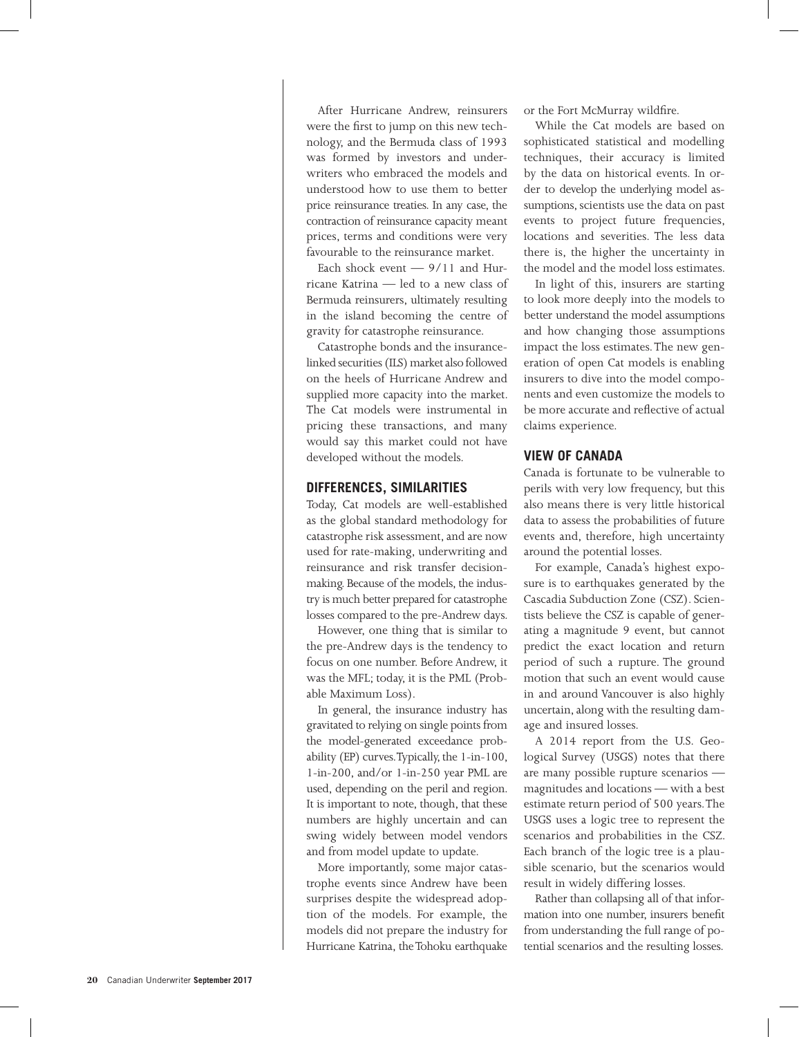After Hurricane Andrew, reinsurers were the first to jump on this new technology, and the Bermuda class of 1993 was formed by investors and underwriters who embraced the models and understood how to use them to better price reinsurance treaties. In any case, the contraction of reinsurance capacity meant prices, terms and conditions were very favourable to the reinsurance market.

Each shock event — 9/11 and Hurricane Katrina — led to a new class of Bermuda reinsurers, ultimately resulting in the island becoming the centre of gravity for catastrophe reinsurance.

Catastrophe bonds and the insurance-linked securities (ILS) market also followed on the heels of Hurricane Andrew and supplied more capacity into the market. The Cat models were instrumental in pricing these transactions, and many would say this market could not have developed without the models.

## DIFFERENCES, SIMILARITIES

Today, Cat models are well-established as the global standard methodology for catastrophe risk assessment, and are now used for rate-making, underwriting and reinsurance and risk transfer decision-making. Because of the models, the industry is much better prepared for catastrophe losses compared to the pre-Andrew days.

However, one thing that is similar to the pre-Andrew days is the tendency to focus on one number. Before Andrew, it was the MFL; today, it is the PML (Probable Maximum Loss).

In general, the insurance industry has gravitated to relying on single points from the model-generated exceedance probability (EP) curves. Typically, the 1-in-100, 1-in-200, and/or 1-in-250 year PML are used, depending on the peril and region. It is important to note, though, that these numbers are highly uncertain and can swing widely between model vendors and from model update to update.

More importantly, some major catastrophe events since Andrew have been surprises despite the widespread adoption of the models. For example, the models did not prepare the industry for Hurricane Katrina, the Tohoku earthquake or the Fort McMurray wildfire.

While the Cat models are based on sophisticated statistical and modelling techniques, their accuracy is limited by the data on historical events. In order to develop the underlying model assumptions, scientists use the data on past events to project future frequencies, locations and severities. The less data there is, the higher the uncertainty in the model and the model loss estimates.

In light of this, insurers are starting to look more deeply into the models to better understand the model assumptions and how changing those assumptions impact the loss estimates. The new generation of open Cat models is enabling insurers to dive into the model components and even customize the models to be more accurate and reflective of actual claims experience.

## VIEW OF CANADA

Canada is fortunate to be vulnerable to perils with very low frequency, but this also means there is very little historical data to assess the probabilities of future events and, therefore, high uncertainty around the potential losses.

For example, Canada's highest exposure is to earthquakes generated by the Cascadia Subduction Zone (CSZ). Scientists believe the CSZ is capable of generating a magnitude 9 event, but cannot predict the exact location and return period of such a rupture. The ground motion that such an event would cause in and around Vancouver is also highly uncertain, along with the resulting damage and insured losses.

A 2014 report from the U.S. Geological Survey (USGS) notes that there are many possible rupture scenarios — magnitudes and locations — with a best estimate return period of 500 years. The USGS uses a logic tree to represent the scenarios and probabilities in the CSZ. Each branch of the logic tree is a plausible scenario, but the scenarios would result in widely differing losses.

Rather than collapsing all of that information into one number, insurers benefit from understanding the full range of potential scenarios and the resulting losses.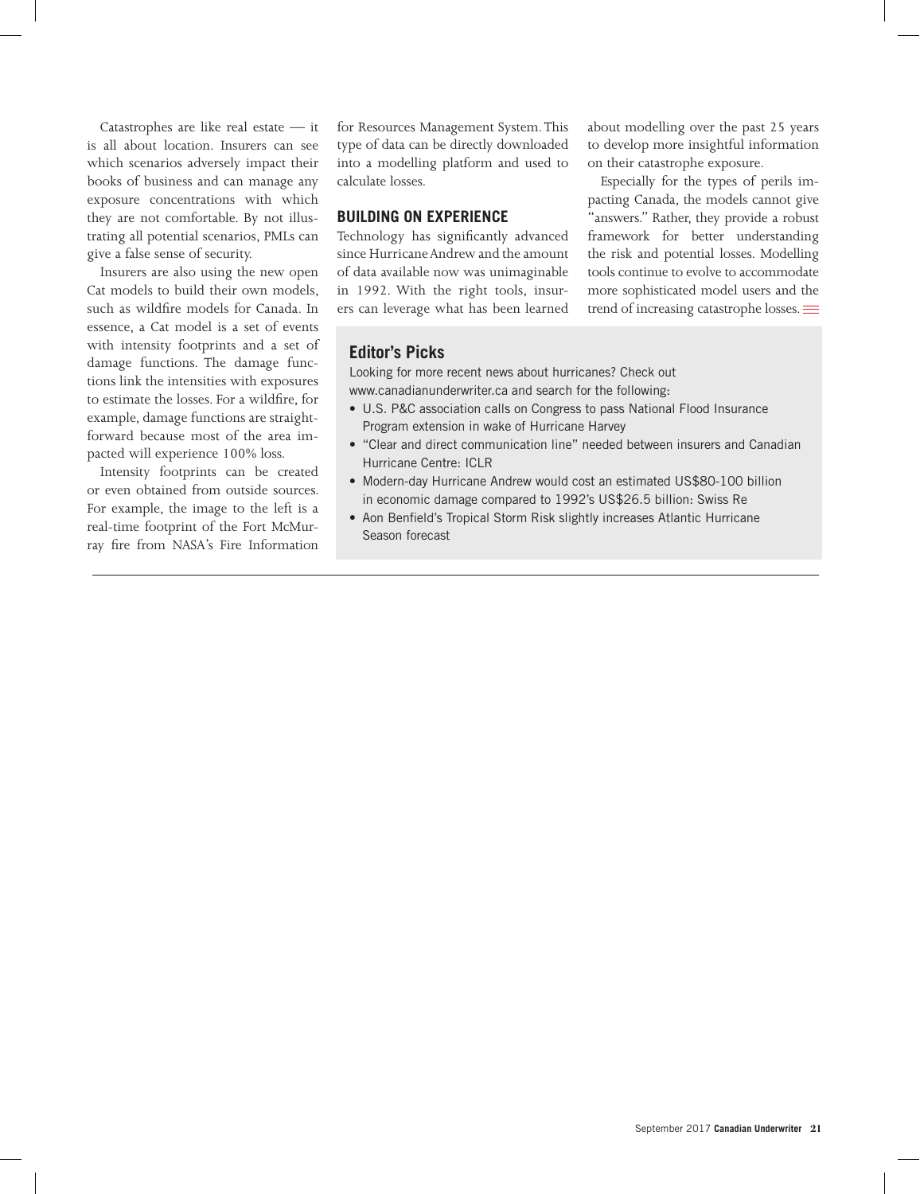Catastrophes are like real estate — it is all about location. Insurers can see which scenarios adversely impact their books of business and can manage any exposure concentrations with which they are not comfortable. By not illustrating all potential scenarios, PMLs can give a false sense of security.

Insurers are also using the new open Cat models to build their own models, such as wildfire models for Canada. In essence, a Cat model is a set of events with intensity footprints and a set of damage functions. The damage functions link the intensities with exposures to estimate the losses. For a wildfire, for example, damage functions are straightforward because most of the area impacted will experience 100% loss.

Intensity footprints can be created or even obtained from outside sources. For example, the image to the left is a real-time footprint of the Fort McMurray fire from NASA's Fire Information for Resources Management System. This type of data can be directly downloaded into a modelling platform and used to calculate losses.

## BUILDING ON EXPERIENCE

Technology has significantly advanced since Hurricane Andrew and the amount of data available now was unimaginable in 1992. With the right tools, insurers can leverage what has been learned about modelling over the past 25 years to develop more insightful information on their catastrophe exposure.

Especially for the types of perils impacting Canada, the models cannot give "answers." Rather, they provide a robust framework for better understanding the risk and potential losses. Modelling tools continue to evolve to accommodate more sophisticated model users and the trend of increasing catastrophe losses.

### Editor's Picks

Looking for more recent news about hurricanes? Check out www.canadianunderwriter.ca and search for the following:

- U.S. P&C association calls on Congress to pass National Flood Insurance Program extension in wake of Hurricane Harvey
- "Clear and direct communication line" needed between insurers and Canadian Hurricane Centre: ICLR
- Modern-day Hurricane Andrew would cost an estimated US$80-100 billion in economic damage compared to 1992's US$26.5 billion: Swiss Re
- Aon Benfield's Tropical Storm Risk slightly increases Atlantic Hurricane Season forecast